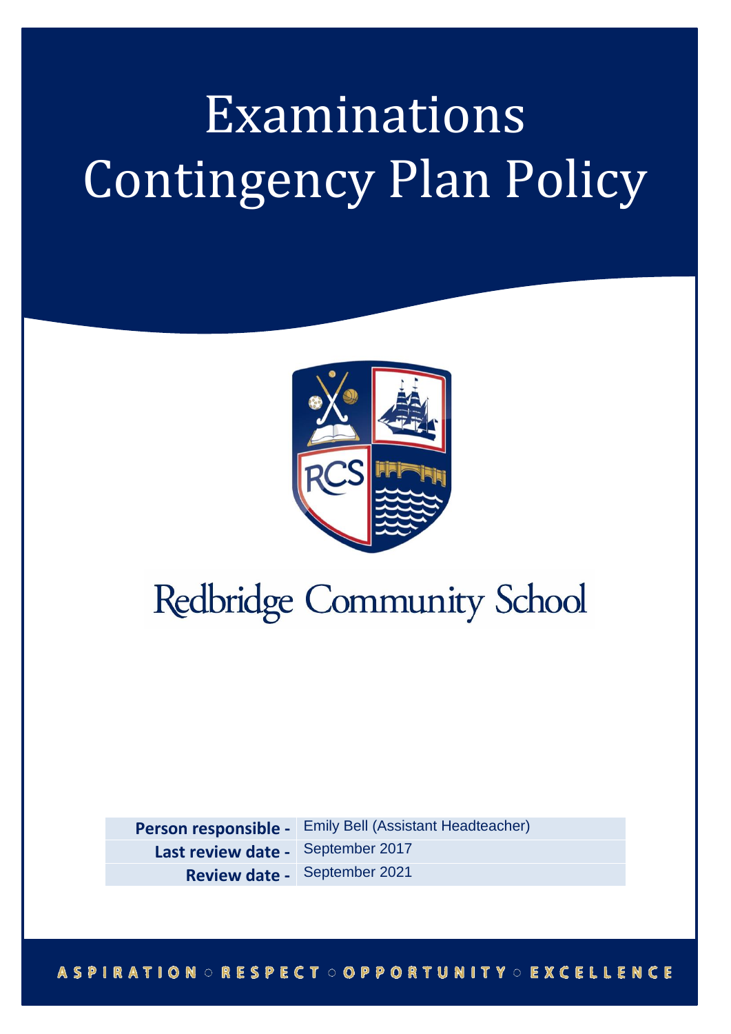# Examinations Contingency Plan Policy

Redbridge Community School

| | |
|---|---|
| **Person responsible -** | Emily Bell (Assistant Headteacher) |
| **Last review date -** | September 2017 |
| **Review date -** | September 2021 |

ASPIRATION ○ RESPECT ○ OPPORTUNITY ○ EXCELLENCE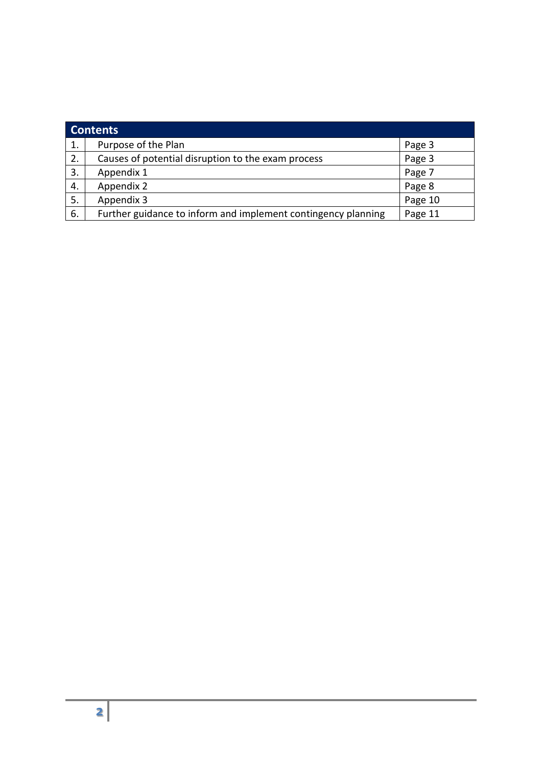| Contents | | |
|---|---|---|
| 1. | Purpose of the Plan | Page 3 |
| 2. | Causes of potential disruption to the exam process | Page 3 |
| 3. | Appendix 1 | Page 7 |
| 4. | Appendix 2 | Page 8 |
| 5. | Appendix 3 | Page 10 |
| 6. | Further guidance to inform and implement contingency planning | Page 11 |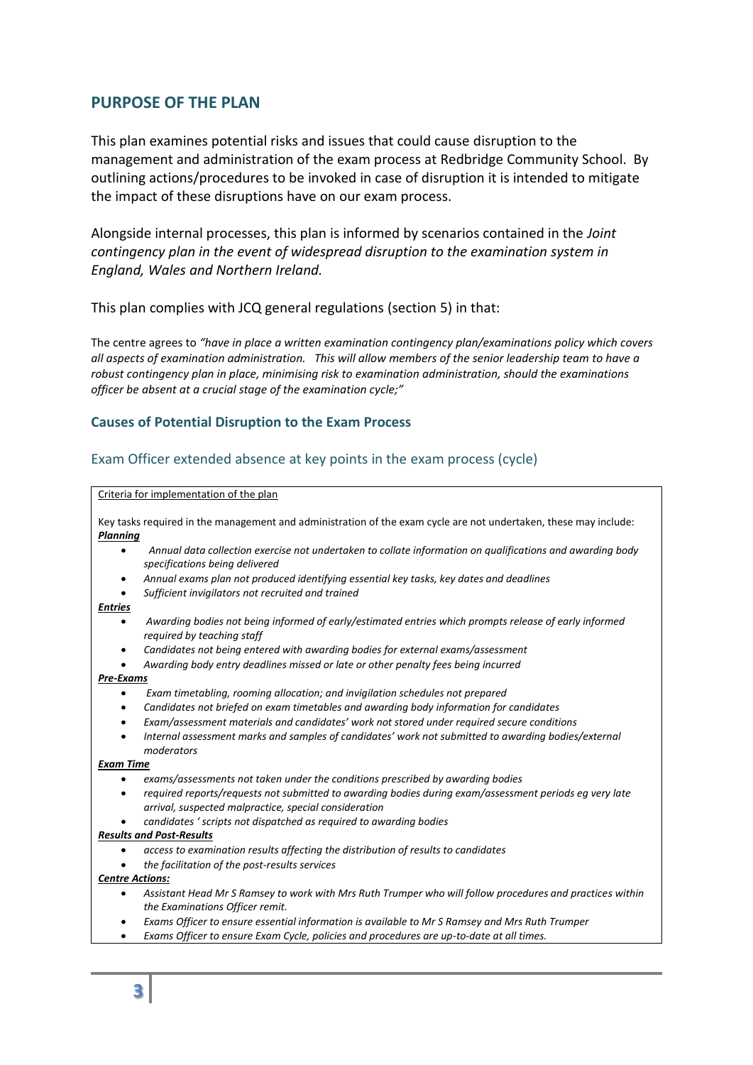## PURPOSE OF THE PLAN

This plan examines potential risks and issues that could cause disruption to the management and administration of the exam process at Redbridge Community School. By outlining actions/procedures to be invoked in case of disruption it is intended to mitigate the impact of these disruptions have on our exam process.

Alongside internal processes, this plan is informed by scenarios contained in the *Joint contingency plan in the event of widespread disruption to the examination system in England, Wales and Northern Ireland.*

This plan complies with JCQ general regulations (section 5) in that:

The centre agrees to *"have in place a written examination contingency plan/examinations policy which covers all aspects of examination administration. This will allow members of the senior leadership team to have a robust contingency plan in place, minimising risk to examination administration, should the examinations officer be absent at a crucial stage of the examination cycle;"*

### Causes of Potential Disruption to the Exam Process

#### Exam Officer extended absence at key points in the exam process (cycle)

Criteria for implementation of the plan

Key tasks required in the management and administration of the exam cycle are not undertaken, these may include:

***Planning***

- *Annual data collection exercise not undertaken to collate information on qualifications and awarding body specifications being delivered*
- *Annual exams plan not produced identifying essential key tasks, key dates and deadlines*
- *Sufficient invigilators not recruited and trained*

***Entries***

- *Awarding bodies not being informed of early/estimated entries which prompts release of early informed required by teaching staff*
- *Candidates not being entered with awarding bodies for external exams/assessment*
- *Awarding body entry deadlines missed or late or other penalty fees being incurred*

***Pre-Exams***

- *Exam timetabling, rooming allocation; and invigilation schedules not prepared*
- *Candidates not briefed on exam timetables and awarding body information for candidates*
- *Exam/assessment materials and candidates' work not stored under required secure conditions*
- *Internal assessment marks and samples of candidates' work not submitted to awarding bodies/external moderators*

***Exam Time***

- *exams/assessments not taken under the conditions prescribed by awarding bodies*
- *required reports/requests not submitted to awarding bodies during exam/assessment periods eg very late arrival, suspected malpractice, special consideration*
- *candidates ' scripts not dispatched as required to awarding bodies*

***Results and Post-Results***

- *access to examination results affecting the distribution of results to candidates*
- *the facilitation of the post-results services*

***Centre Actions:***

- *Assistant Head Mr S Ramsey to work with Mrs Ruth Trumper who will follow procedures and practices within the Examinations Officer remit.*
- *Exams Officer to ensure essential information is available to Mr S Ramsey and Mrs Ruth Trumper*
- *Exams Officer to ensure Exam Cycle, policies and procedures are up-to-date at all times.*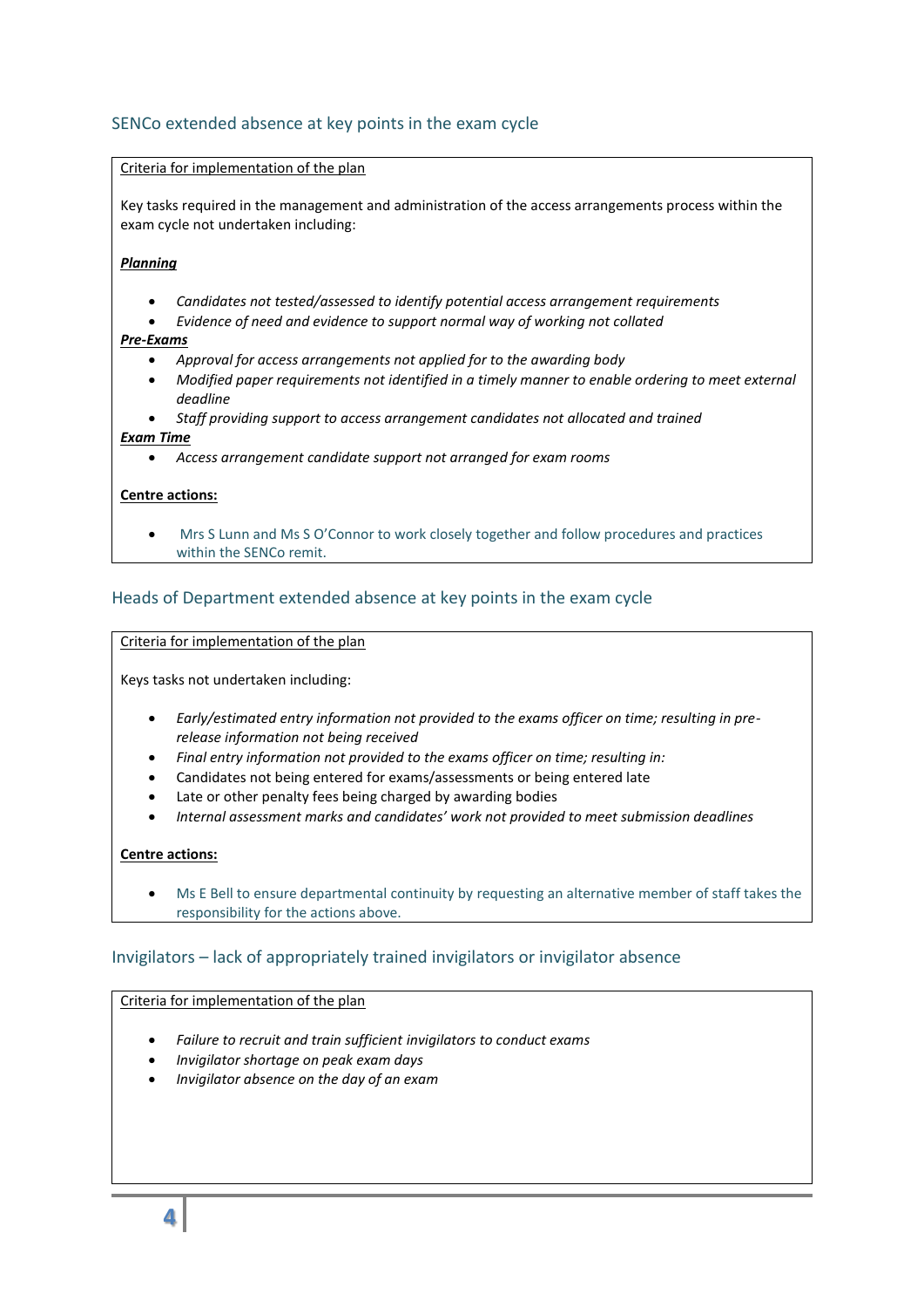## SENCo extended absence at key points in the exam cycle

Criteria for implementation of the plan

Key tasks required in the management and administration of the access arrangements process within the exam cycle not undertaken including:

***Planning***

- *Candidates not tested/assessed to identify potential access arrangement requirements*
- *Evidence of need and evidence to support normal way of working not collated*

***Pre-Exams***

- *Approval for access arrangements not applied for to the awarding body*
- *Modified paper requirements not identified in a timely manner to enable ordering to meet external deadline*
- *Staff providing support to access arrangement candidates not allocated and trained*

***Exam Time***

- *Access arrangement candidate support not arranged for exam rooms*

**Centre actions:**

- Mrs S Lunn and Ms S O'Connor to work closely together and follow procedures and practices within the SENCo remit.

## Heads of Department extended absence at key points in the exam cycle

Criteria for implementation of the plan

Keys tasks not undertaken including:

- *Early/estimated entry information not provided to the exams officer on time; resulting in pre-release information not being received*
- *Final entry information not provided to the exams officer on time; resulting in:*
- Candidates not being entered for exams/assessments or being entered late
- Late or other penalty fees being charged by awarding bodies
- *Internal assessment marks and candidates' work not provided to meet submission deadlines*

**Centre actions:**

- Ms E Bell to ensure departmental continuity by requesting an alternative member of staff takes the responsibility for the actions above.

## Invigilators – lack of appropriately trained invigilators or invigilator absence

Criteria for implementation of the plan

- *Failure to recruit and train sufficient invigilators to conduct exams*
- *Invigilator shortage on peak exam days*
- *Invigilator absence on the day of an exam*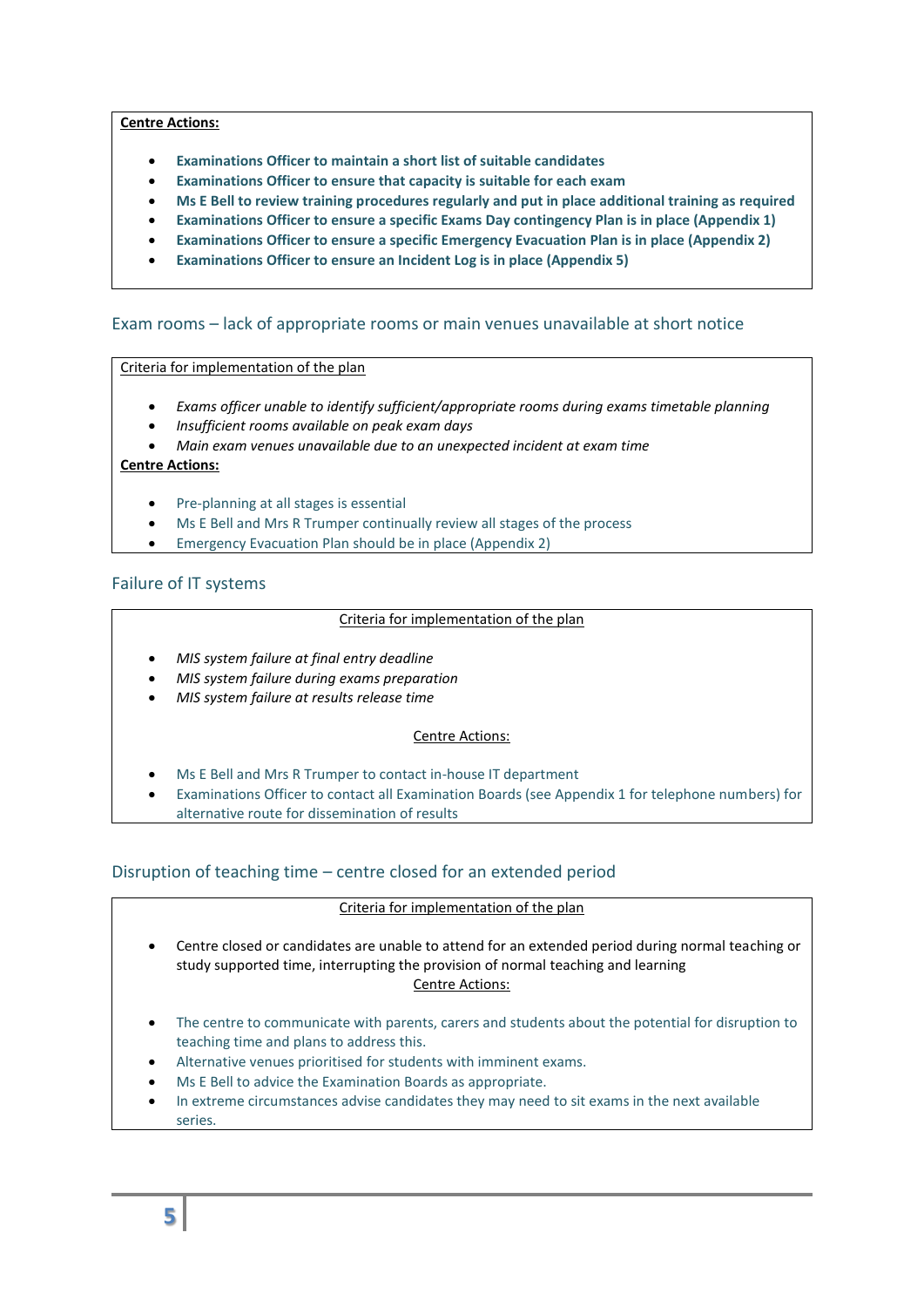**Centre Actions:**

- **Examinations Officer to maintain a short list of suitable candidates**
- **Examinations Officer to ensure that capacity is suitable for each exam**
- **Ms E Bell to review training procedures regularly and put in place additional training as required**
- **Examinations Officer to ensure a specific Exams Day contingency Plan is in place (Appendix 1)**
- **Examinations Officer to ensure a specific Emergency Evacuation Plan is in place (Appendix 2)**
- **Examinations Officer to ensure an Incident Log is in place (Appendix 5)**

## Exam rooms – lack of appropriate rooms or main venues unavailable at short notice

Criteria for implementation of the plan

- *Exams officer unable to identify sufficient/appropriate rooms during exams timetable planning*
- *Insufficient rooms available on peak exam days*
- *Main exam venues unavailable due to an unexpected incident at exam time*

**Centre Actions:**

- Pre-planning at all stages is essential
- Ms E Bell and Mrs R Trumper continually review all stages of the process
- Emergency Evacuation Plan should be in place (Appendix 2)

## Failure of IT systems

Criteria for implementation of the plan

- *MIS system failure at final entry deadline*
- *MIS system failure during exams preparation*
- *MIS system failure at results release time*

Centre Actions:

- Ms E Bell and Mrs R Trumper to contact in-house IT department
- Examinations Officer to contact all Examination Boards (see Appendix 1 for telephone numbers) for alternative route for dissemination of results

## Disruption of teaching time – centre closed for an extended period

Criteria for implementation of the plan

- Centre closed or candidates are unable to attend for an extended period during normal teaching or study supported time, interrupting the provision of normal teaching and learning

Centre Actions:

- The centre to communicate with parents, carers and students about the potential for disruption to teaching time and plans to address this.
- Alternative venues prioritised for students with imminent exams.
- Ms E Bell to advice the Examination Boards as appropriate.
- In extreme circumstances advise candidates they may need to sit exams in the next available series.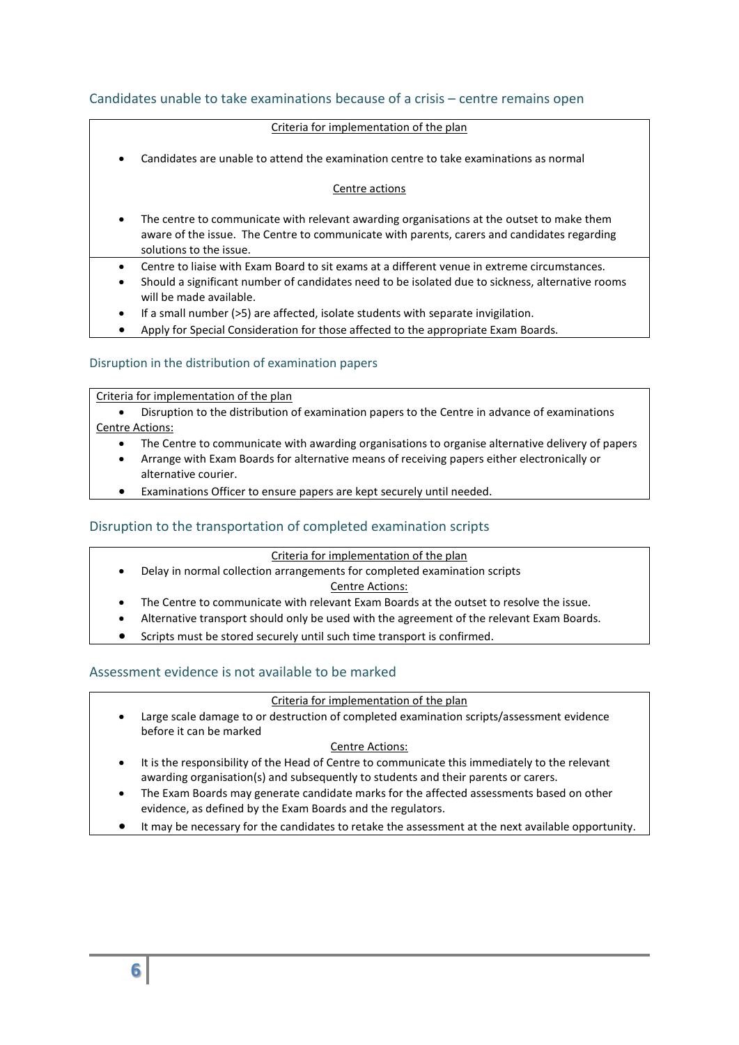## Candidates unable to take examinations because of a crisis – centre remains open

Criteria for implementation of the plan

- Candidates are unable to attend the examination centre to take examinations as normal

Centre actions

- The centre to communicate with relevant awarding organisations at the outset to make them aware of the issue. The Centre to communicate with parents, carers and candidates regarding solutions to the issue.
- Centre to liaise with Exam Board to sit exams at a different venue in extreme circumstances.
- Should a significant number of candidates need to be isolated due to sickness, alternative rooms will be made available.
- If a small number (>5) are affected, isolate students with separate invigilation.
- Apply for Special Consideration for those affected to the appropriate Exam Boards.

## Disruption in the distribution of examination papers

Criteria for implementation of the plan

- Disruption to the distribution of examination papers to the Centre in advance of examinations

Centre Actions:

- The Centre to communicate with awarding organisations to organise alternative delivery of papers
- Arrange with Exam Boards for alternative means of receiving papers either electronically or alternative courier.
- Examinations Officer to ensure papers are kept securely until needed.

## Disruption to the transportation of completed examination scripts

Criteria for implementation of the plan

- Delay in normal collection arrangements for completed examination scripts

Centre Actions:

- The Centre to communicate with relevant Exam Boards at the outset to resolve the issue.
- Alternative transport should only be used with the agreement of the relevant Exam Boards.
- Scripts must be stored securely until such time transport is confirmed.

## Assessment evidence is not available to be marked

Criteria for implementation of the plan

- Large scale damage to or destruction of completed examination scripts/assessment evidence before it can be marked

Centre Actions:

- It is the responsibility of the Head of Centre to communicate this immediately to the relevant awarding organisation(s) and subsequently to students and their parents or carers.
- The Exam Boards may generate candidate marks for the affected assessments based on other evidence, as defined by the Exam Boards and the regulators.
- It may be necessary for the candidates to retake the assessment at the next available opportunity.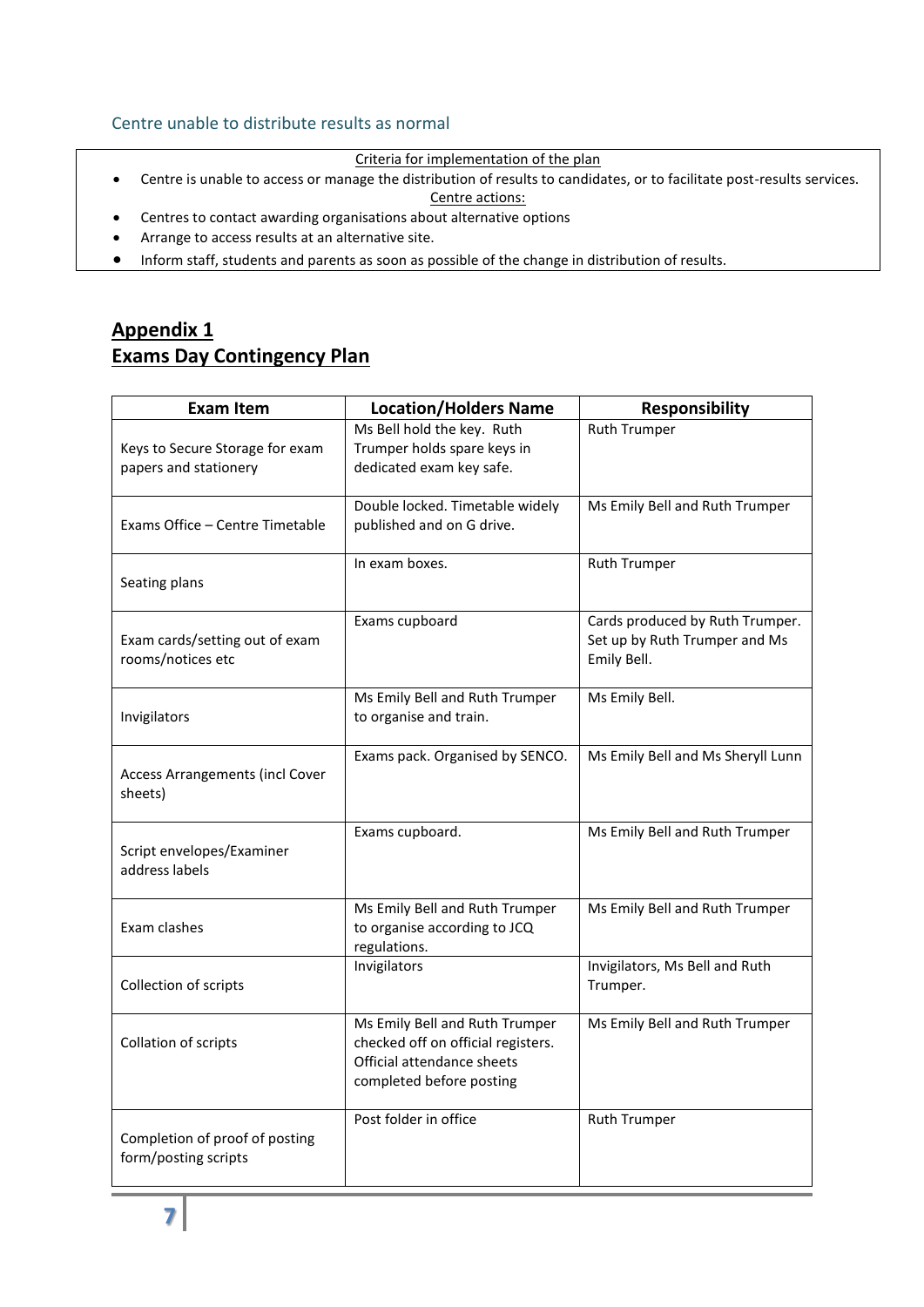### Centre unable to distribute results as normal

Criteria for implementation of the plan

- Centre is unable to access or manage the distribution of results to candidates, or to facilitate post-results services.

Centre actions:

- Centres to contact awarding organisations about alternative options
- Arrange to access results at an alternative site.
- Inform staff, students and parents as soon as possible of the change in distribution of results.

## **Appendix 1**
## **Exams Day Contingency Plan**

| Exam Item | Location/Holders Name | Responsibility |
|---|---|---|
| Keys to Secure Storage for exam papers and stationery | Ms Bell hold the key. Ruth Trumper holds spare keys in dedicated exam key safe. | Ruth Trumper |
| Exams Office – Centre Timetable | Double locked. Timetable widely published and on G drive. | Ms Emily Bell and Ruth Trumper |
| Seating plans | In exam boxes. | Ruth Trumper |
| Exam cards/setting out of exam rooms/notices etc | Exams cupboard | Cards produced by Ruth Trumper. Set up by Ruth Trumper and Ms Emily Bell. |
| Invigilators | Ms Emily Bell and Ruth Trumper to organise and train. | Ms Emily Bell. |
| Access Arrangements (incl Cover sheets) | Exams pack. Organised by SENCO. | Ms Emily Bell and Ms Sheryll Lunn |
| Script envelopes/Examiner address labels | Exams cupboard. | Ms Emily Bell and Ruth Trumper |
| Exam clashes | Ms Emily Bell and Ruth Trumper to organise according to JCQ regulations. | Ms Emily Bell and Ruth Trumper |
| Collection of scripts | Invigilators | Invigilators, Ms Bell and Ruth Trumper. |
| Collation of scripts | Ms Emily Bell and Ruth Trumper checked off on official registers. Official attendance sheets completed before posting | Ms Emily Bell and Ruth Trumper |
| Completion of proof of posting form/posting scripts | Post folder in office | Ruth Trumper |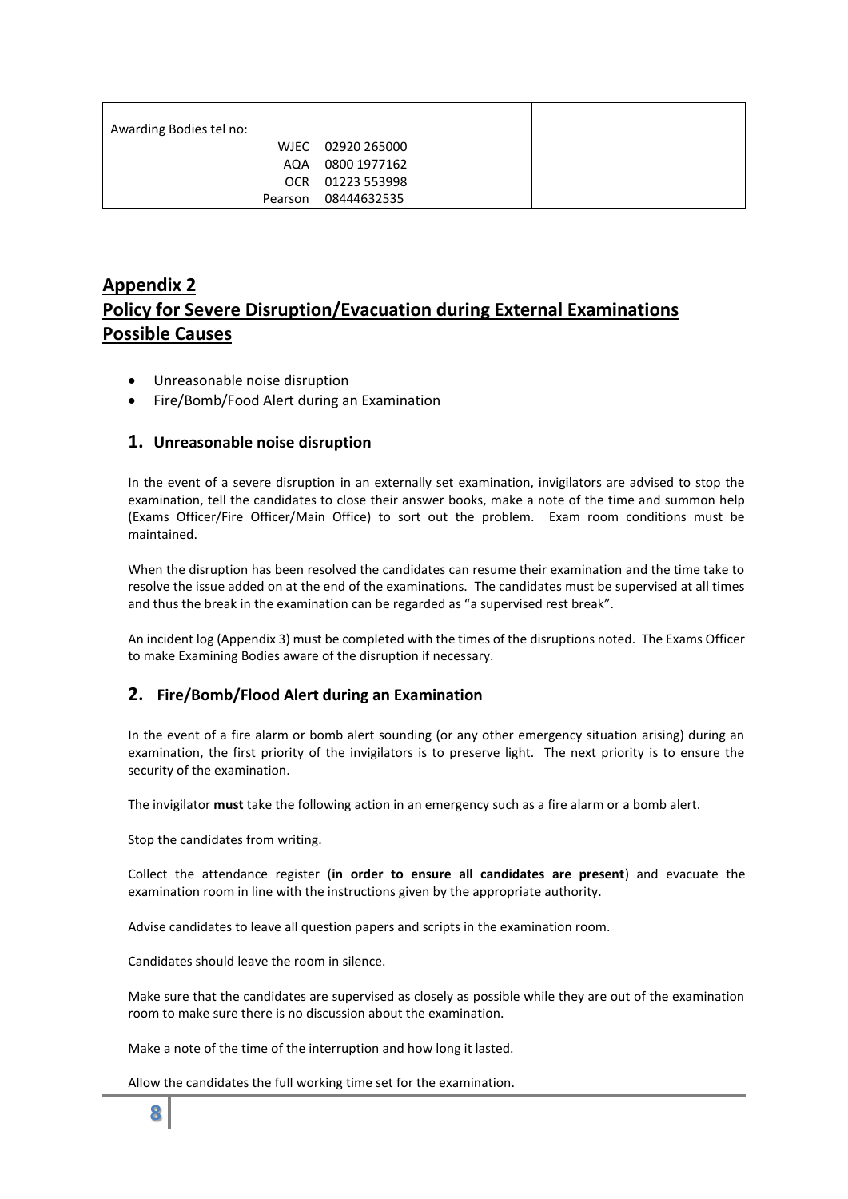| | | |
|---|---|---|
| Awarding Bodies tel no:<br>WJEC<br>AQA<br>OCR<br>Pearson | <br>02920 265000<br>0800 1977162<br>01223 553998<br>08444632535 | |

# Appendix 2
# Policy for Severe Disruption/Evacuation during External Examinations
# Possible Causes

- Unreasonable noise disruption
- Fire/Bomb/Food Alert during an Examination

## 1. Unreasonable noise disruption

In the event of a severe disruption in an externally set examination, invigilators are advised to stop the examination, tell the candidates to close their answer books, make a note of the time and summon help (Exams Officer/Fire Officer/Main Office) to sort out the problem. Exam room conditions must be maintained.

When the disruption has been resolved the candidates can resume their examination and the time take to resolve the issue added on at the end of the examinations. The candidates must be supervised at all times and thus the break in the examination can be regarded as "a supervised rest break".

An incident log (Appendix 3) must be completed with the times of the disruptions noted. The Exams Officer to make Examining Bodies aware of the disruption if necessary.

## 2. Fire/Bomb/Flood Alert during an Examination

In the event of a fire alarm or bomb alert sounding (or any other emergency situation arising) during an examination, the first priority of the invigilators is to preserve light. The next priority is to ensure the security of the examination.

The invigilator **must** take the following action in an emergency such as a fire alarm or a bomb alert.

Stop the candidates from writing.

Collect the attendance register (**in order to ensure all candidates are present**) and evacuate the examination room in line with the instructions given by the appropriate authority.

Advise candidates to leave all question papers and scripts in the examination room.

Candidates should leave the room in silence.

Make sure that the candidates are supervised as closely as possible while they are out of the examination room to make sure there is no discussion about the examination.

Make a note of the time of the interruption and how long it lasted.

Allow the candidates the full working time set for the examination.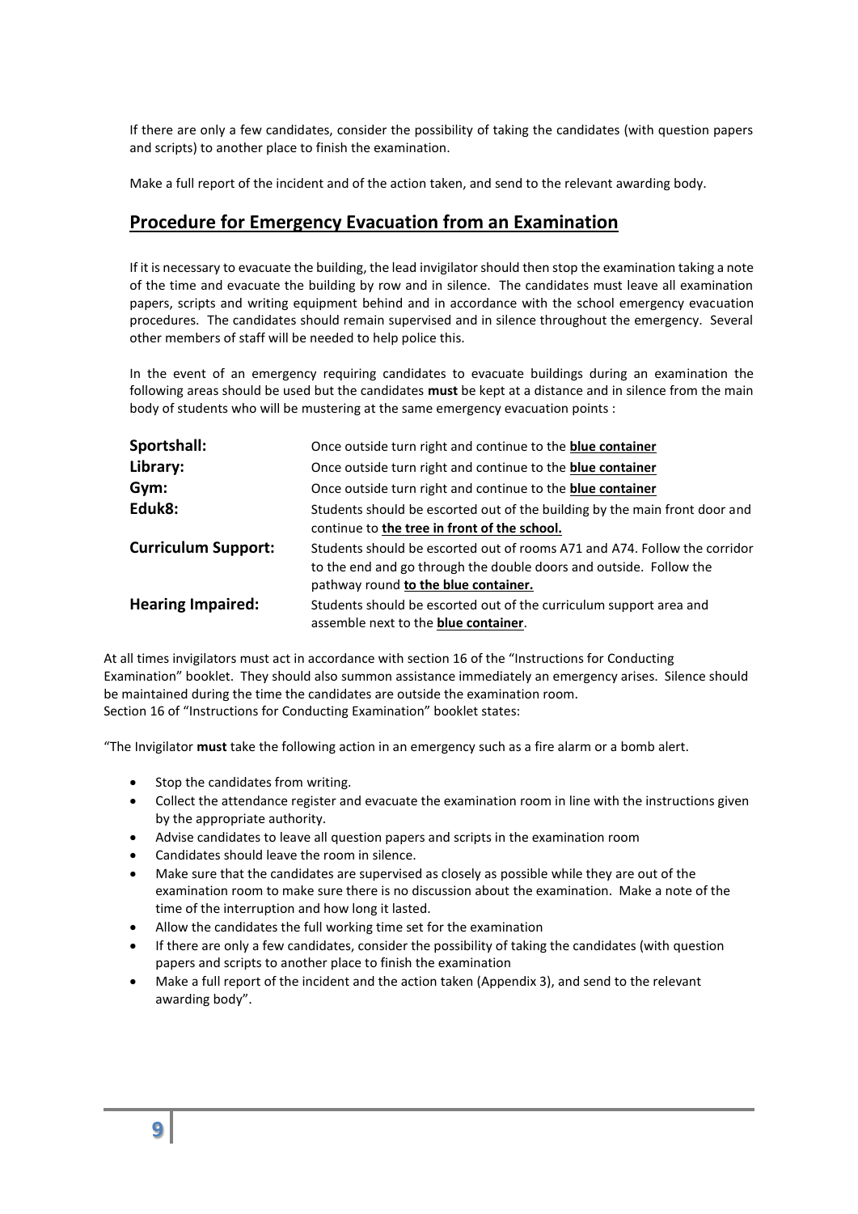If there are only a few candidates, consider the possibility of taking the candidates (with question papers and scripts) to another place to finish the examination.

Make a full report of the incident and of the action taken, and send to the relevant awarding body.

## Procedure for Emergency Evacuation from an Examination

If it is necessary to evacuate the building, the lead invigilator should then stop the examination taking a note of the time and evacuate the building by row and in silence. The candidates must leave all examination papers, scripts and writing equipment behind and in accordance with the school emergency evacuation procedures. The candidates should remain supervised and in silence throughout the emergency. Several other members of staff will be needed to help police this.

In the event of an emergency requiring candidates to evacuate buildings during an examination the following areas should be used but the candidates **must** be kept at a distance and in silence from the main body of students who will be mustering at the same emergency evacuation points :

| | |
|---|---|
| **Sportshall:** | Once outside turn right and continue to the **blue container** |
| **Library:** | Once outside turn right and continue to the **blue container** |
| **Gym:** | Once outside turn right and continue to the **blue container** |
| **Eduk8:** | Students should be escorted out of the building by the main front door and continue to **the tree in front of the school.** |
| **Curriculum Support:** | Students should be escorted out of rooms A71 and A74. Follow the corridor to the end and go through the double doors and outside. Follow the pathway round **to the blue container.** |
| **Hearing Impaired:** | Students should be escorted out of the curriculum support area and assemble next to the **blue container**. |

At all times invigilators must act in accordance with section 16 of the "Instructions for Conducting Examination" booklet. They should also summon assistance immediately an emergency arises. Silence should be maintained during the time the candidates are outside the examination room.
Section 16 of "Instructions for Conducting Examination" booklet states:

"The Invigilator **must** take the following action in an emergency such as a fire alarm or a bomb alert.

- Stop the candidates from writing.
- Collect the attendance register and evacuate the examination room in line with the instructions given by the appropriate authority.
- Advise candidates to leave all question papers and scripts in the examination room
- Candidates should leave the room in silence.
- Make sure that the candidates are supervised as closely as possible while they are out of the examination room to make sure there is no discussion about the examination. Make a note of the time of the interruption and how long it lasted.
- Allow the candidates the full working time set for the examination
- If there are only a few candidates, consider the possibility of taking the candidates (with question papers and scripts to another place to finish the examination
- Make a full report of the incident and the action taken (Appendix 3), and send to the relevant awarding body".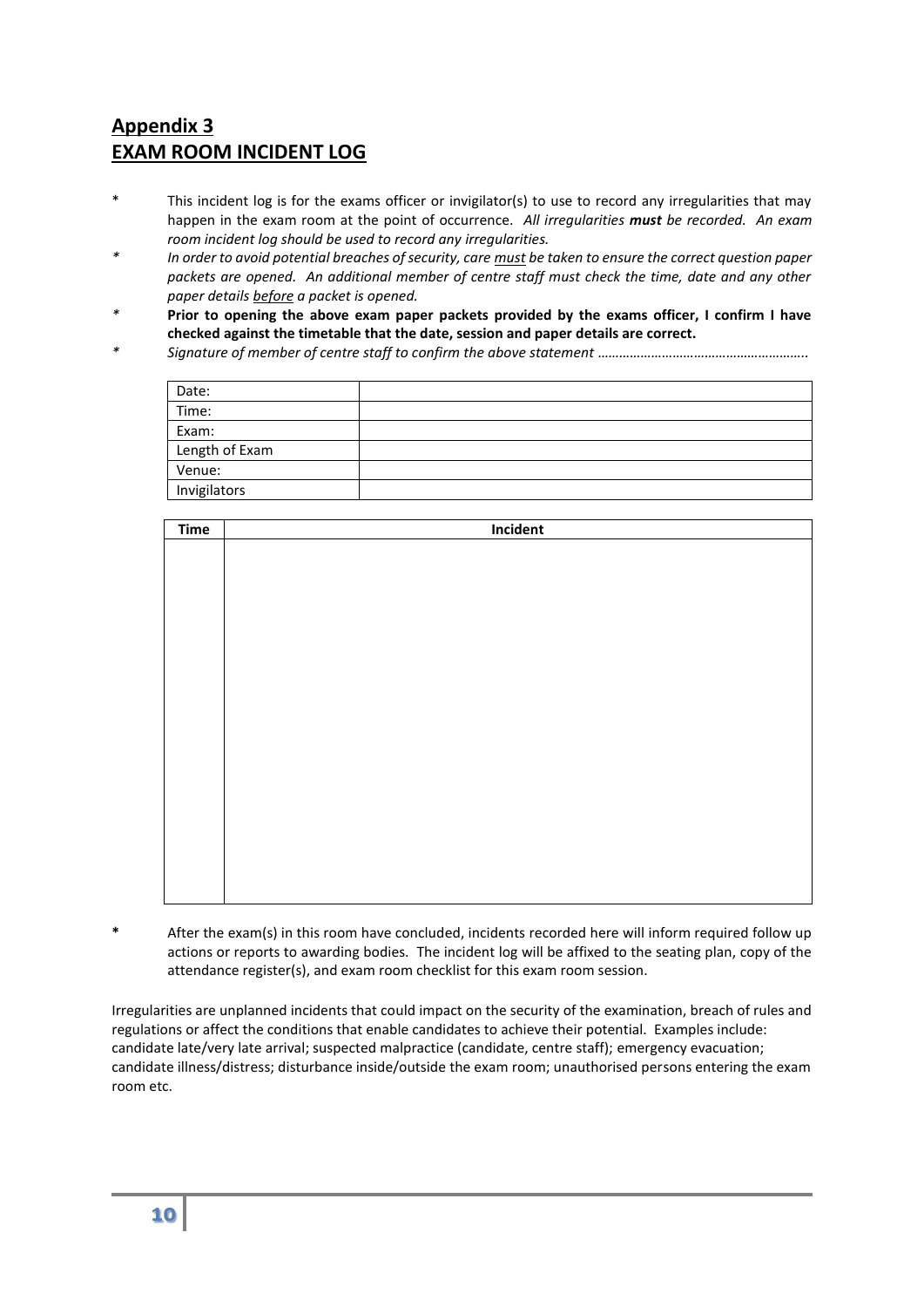## **Appendix 3**
## **EXAM ROOM INCIDENT LOG**

- This incident log is for the exams officer or invigilator(s) to use to record any irregularities that may happen in the exam room at the point of occurrence. *All irregularities **must** be recorded. An exam room incident log should be used to record any irregularities.*
- *In order to avoid potential breaches of security, care <u>must</u> be taken to ensure the correct question paper packets are opened. An additional member of centre staff must check the time, date and any other paper details <u>before</u> a packet is opened.*
- **Prior to opening the above exam paper packets provided by the exams officer, I confirm I have checked against the timetable that the date, session and paper details are correct.**
- *Signature of member of centre staff to confirm the above statement …………………………………………………..*

| | |
|---|---|
| Date: | |
| Time: | |
| Exam: | |
| Length of Exam | |
| Venue: | |
| Invigilators | |

| Time | Incident |
|---|---|
| | |

- After the exam(s) in this room have concluded, incidents recorded here will inform required follow up actions or reports to awarding bodies. The incident log will be affixed to the seating plan, copy of the attendance register(s), and exam room checklist for this exam room session.

Irregularities are unplanned incidents that could impact on the security of the examination, breach of rules and regulations or affect the conditions that enable candidates to achieve their potential. Examples include: candidate late/very late arrival; suspected malpractice (candidate, centre staff); emergency evacuation; candidate illness/distress; disturbance inside/outside the exam room; unauthorised persons entering the exam room etc.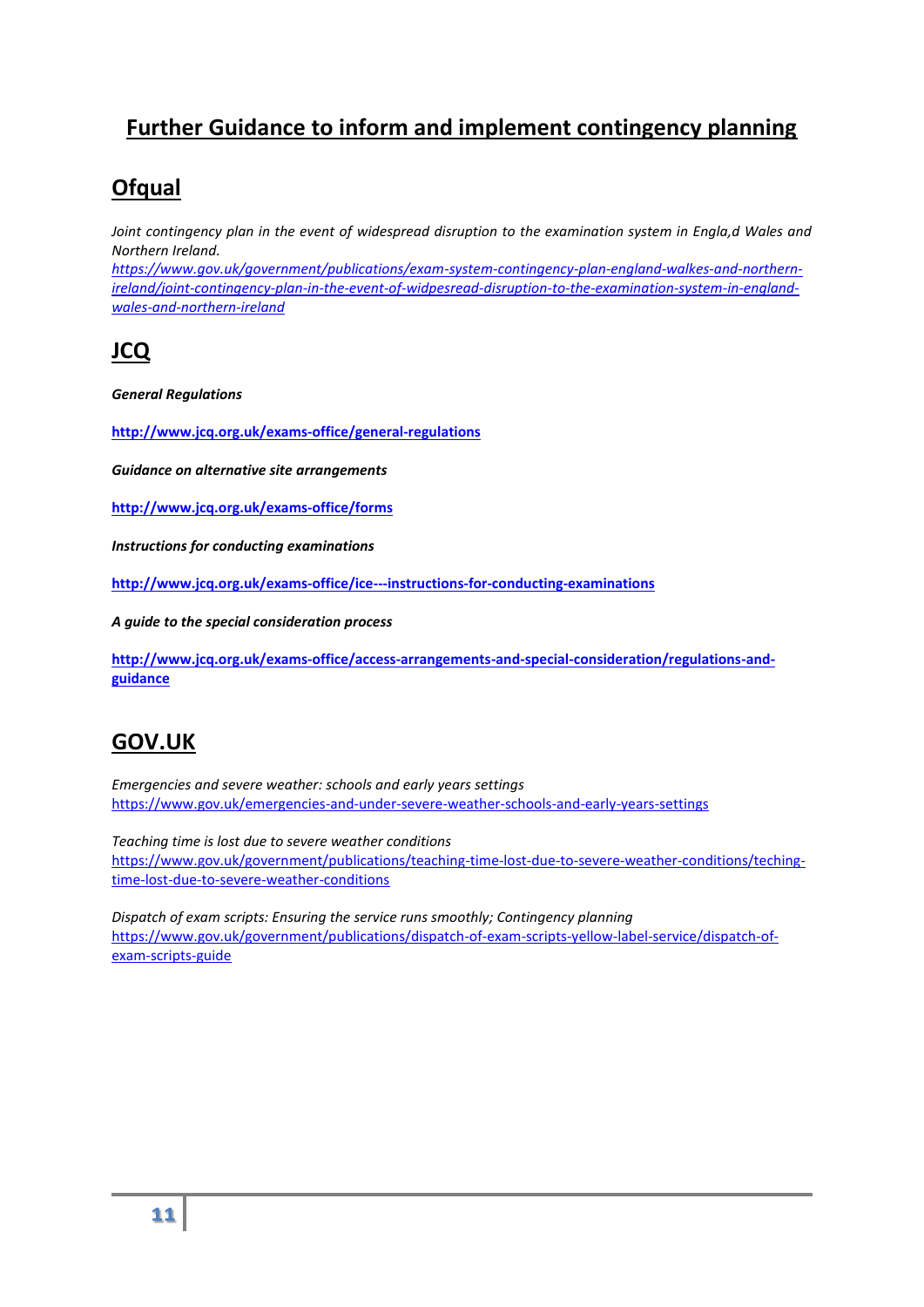# Further Guidance to inform and implement contingency planning

## Ofqual

*Joint contingency plan in the event of widespread disruption to the examination system in Engla,d Wales and Northern Ireland.*
*https://www.gov.uk/government/publications/exam-system-contingency-plan-england-walkes-and-northern-ireland/joint-contingency-plan-in-the-event-of-widpesread-disruption-to-the-examination-system-in-england-wales-and-northern-ireland*

## JCQ

***General Regulations***

**http://www.jcq.org.uk/exams-office/general-regulations**

***Guidance on alternative site arrangements***

**http://www.jcq.org.uk/exams-office/forms**

***Instructions for conducting examinations***

**http://www.jcq.org.uk/exams-office/ice---instructions-for-conducting-examinations**

***A guide to the special consideration process***

**http://www.jcq.org.uk/exams-office/access-arrangements-and-special-consideration/regulations-and-guidance**

## GOV.UK

*Emergencies and severe weather: schools and early years settings*
https://www.gov.uk/emergencies-and-under-severe-weather-schools-and-early-years-settings

*Teaching time is lost due to severe weather conditions*
https://www.gov.uk/government/publications/teaching-time-lost-due-to-severe-weather-conditions/teching-time-lost-due-to-severe-weather-conditions

*Dispatch of exam scripts: Ensuring the service runs smoothly; Contingency planning*
https://www.gov.uk/government/publications/dispatch-of-exam-scripts-yellow-label-service/dispatch-of-exam-scripts-guide